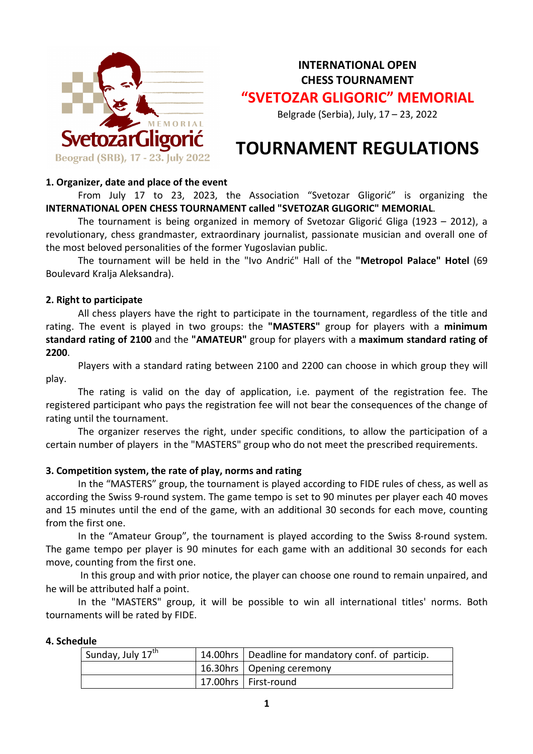# INTERNATIONAL OPEN CHESS TOURNAMENT
## "SVETOZAR GLIGORIC" MEMORIAL

Belgrade (Serbia), July, 17 – 23, 2022

# TOURNAMENT REGULATIONS

### 1. Organizer, date and place of the event

From July 17 to 23, 2023, the Association "Svetozar Gligorić" is organizing the **INTERNATIONAL OPEN CHESS TOURNAMENT called "SVETOZAR GLIGORIC" MEMORIAL**.

The tournament is being organized in memory of Svetozar Gligorić Gliga (1923 – 2012), a revolutionary, chess grandmaster, extraordinary journalist, passionate musician and overall one of the most beloved personalities of the former Yugoslavian public.

The tournament will be held in the "Ivo Andrić" Hall of the **"Metropol Palace" Hotel** (69 Boulevard Kralja Aleksandra).

### 2. Right to participate

All chess players have the right to participate in the tournament, regardless of the title and rating. The event is played in two groups: the **"MASTERS"** group for players with a **minimum standard rating of 2100** and the **"AMATEUR"** group for players with a **maximum standard rating of 2200**.

Players with a standard rating between 2100 and 2200 can choose in which group they will play.

The rating is valid on the day of application, i.e. payment of the registration fee. The registered participant who pays the registration fee will not bear the consequences of the change of rating until the tournament.

The organizer reserves the right, under specific conditions, to allow the participation of a certain number of players in the "MASTERS" group who do not meet the prescribed requirements.

### 3. Competition system, the rate of play, norms and rating

In the "MASTERS" group, the tournament is played according to FIDE rules of chess, as well as according the Swiss 9-round system. The game tempo is set to 90 minutes per player each 40 moves and 15 minutes until the end of the game, with an additional 30 seconds for each move, counting from the first one.

In the "Amateur Group", the tournament is played according to the Swiss 8-round system. The game tempo per player is 90 minutes for each game with an additional 30 seconds for each move, counting from the first one.

In this group and with prior notice, the player can choose one round to remain unpaired, and he will be attributed half a point.

In the "MASTERS" group, it will be possible to win all international titles' norms. Both tournaments will be rated by FIDE.

### 4. Schedule

| | | |
|---|---|---|
| Sunday, July 17th | 14.00hrs | Deadline for mandatory conf. of particip. |
| | 16.30hrs | Opening ceremony |
| | 17.00hrs | First-round |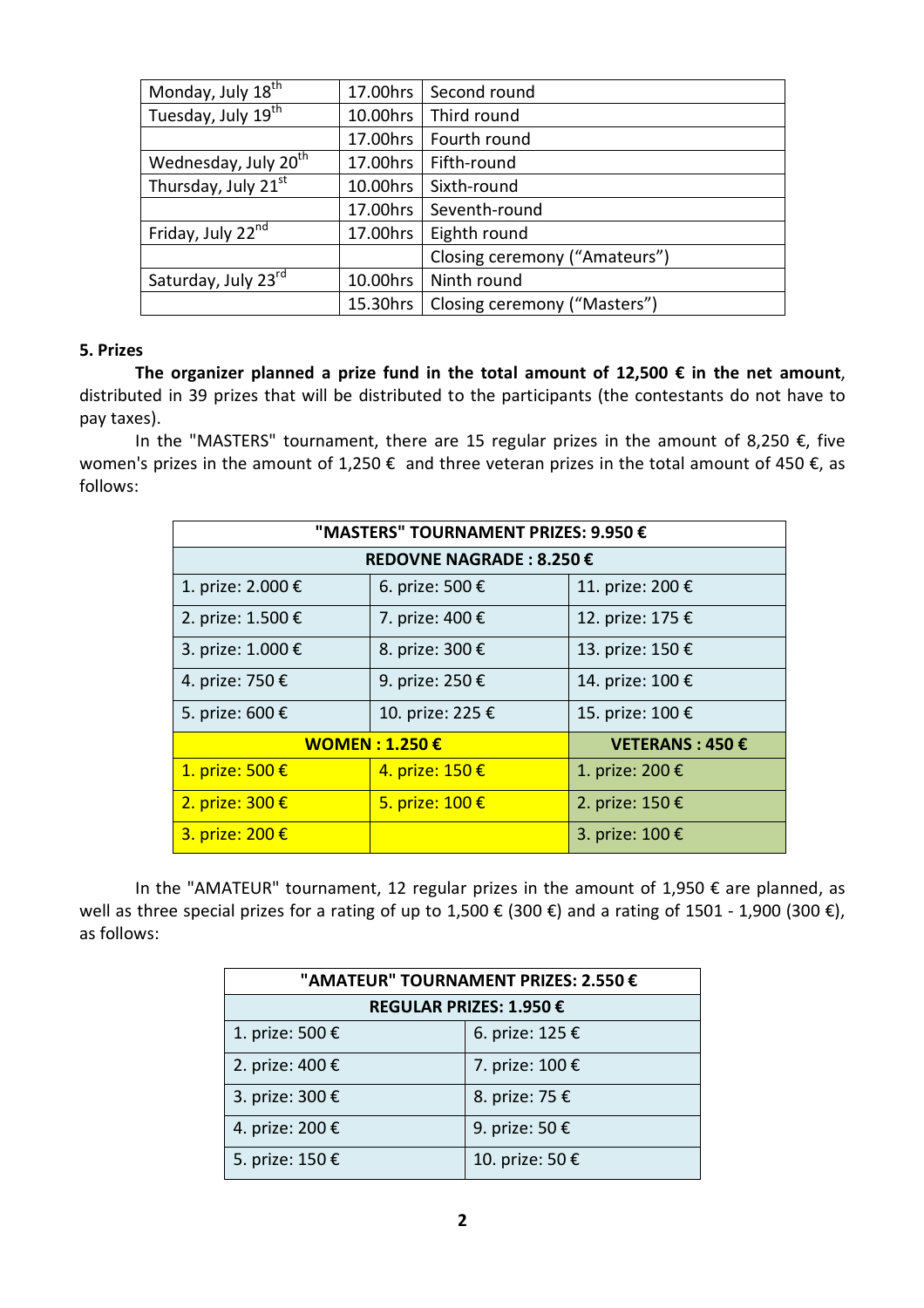| | | |
|---|---|---|
| Monday, July 18th | 17.00hrs | Second round |
| Tuesday, July 19th | 10.00hrs | Third round |
| | 17.00hrs | Fourth round |
| Wednesday, July 20th | 17.00hrs | Fifth-round |
| Thursday, July 21st | 10.00hrs | Sixth-round |
| | 17.00hrs | Seventh-round |
| Friday, July 22nd | 17.00hrs | Eighth round |
| | | Closing ceremony ("Amateurs") |
| Saturday, July 23rd | 10.00hrs | Ninth round |
| | 15.30hrs | Closing ceremony ("Masters") |

**5. Prizes**

**The organizer planned a prize fund in the total amount of 12,500 € in the net amount**, distributed in 39 prizes that will be distributed to the participants (the contestants do not have to pay taxes).

In the "MASTERS" tournament, there are 15 regular prizes in the amount of 8,250 €, five women's prizes in the amount of 1,250 € and three veteran prizes in the total amount of 450 €, as follows:

| **"MASTERS" TOURNAMENT PRIZES: 9.950 €** | | |
|---|---|---|
| **REDOVNE NAGRADE : 8.250 €** | | |
| 1. prize: 2.000 € | 6. prize: 500 € | 11. prize: 200 € |
| 2. prize: 1.500 € | 7. prize: 400 € | 12. prize: 175 € |
| 3. prize: 1.000 € | 8. prize: 300 € | 13. prize: 150 € |
| 4. prize: 750 € | 9. prize: 250 € | 14. prize: 100 € |
| 5. prize: 600 € | 10. prize: 225 € | 15. prize: 100 € |
| **WOMEN : 1.250 €** | | **VETERANS : 450 €** |
| 1. prize: 500 € | 4. prize: 150 € | 1. prize: 200 € |
| 2. prize: 300 € | 5. prize: 100 € | 2. prize: 150 € |
| 3. prize: 200 € | | 3. prize: 100 € |

In the "AMATEUR" tournament, 12 regular prizes in the amount of 1,950 € are planned, as well as three special prizes for a rating of up to 1,500 € (300 €) and a rating of 1501 - 1,900 (300 €), as follows:

| **"AMATEUR" TOURNAMENT PRIZES: 2.550 €** | |
|---|---|
| **REGULAR PRIZES: 1.950 €** | |
| 1. prize: 500 € | 6. prize: 125 € |
| 2. prize: 400 € | 7. prize: 100 € |
| 3. prize: 300 € | 8. prize: 75 € |
| 4. prize: 200 € | 9. prize: 50 € |
| 5. prize: 150 € | 10. prize: 50 € |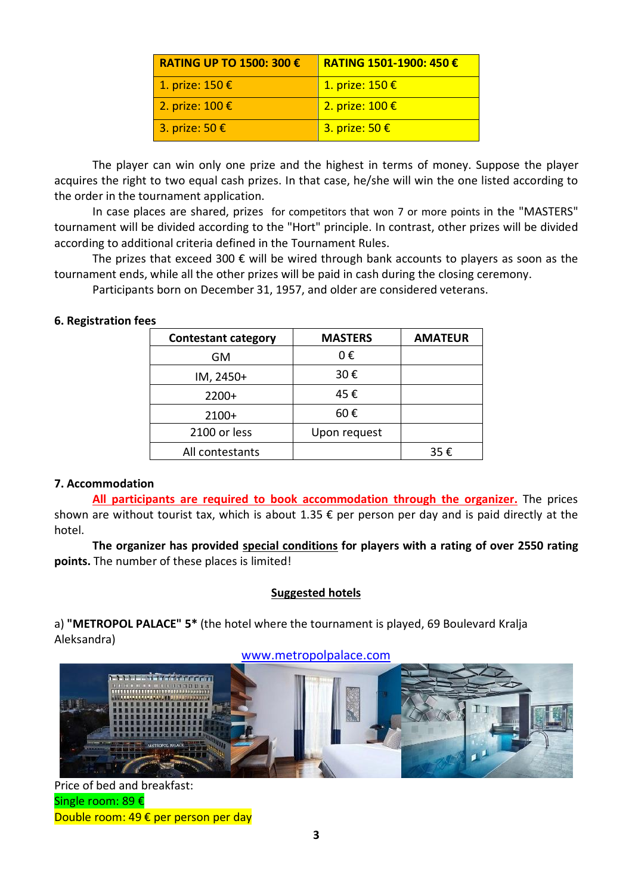| RATING UP TO 1500: 300 € | RATING 1501-1900: 450 € |
|---|---|
| 1. prize: 150 € | 1. prize: 150 € |
| 2. prize: 100 € | 2. prize: 100 € |
| 3. prize: 50 € | 3. prize: 50 € |

The player can win only one prize and the highest in terms of money. Suppose the player acquires the right to two equal cash prizes. In that case, he/she will win the one listed according to the order in the tournament application.

In case places are shared, prizes for competitors that won 7 or more points in the "MASTERS" tournament will be divided according to the "Hort" principle. In contrast, other prizes will be divided according to additional criteria defined in the Tournament Rules.

The prizes that exceed 300 € will be wired through bank accounts to players as soon as the tournament ends, while all the other prizes will be paid in cash during the closing ceremony.

Participants born on December 31, 1957, and older are considered veterans.

**6. Registration fees**

| Contestant category | MASTERS | AMATEUR |
|---|---|---|
| GM | 0 € | |
| IM, 2450+ | 30 € | |
| 2200+ | 45 € | |
| 2100+ | 60 € | |
| 2100 or less | Upon request | |
| All contestants | | 35 € |

**7. Accommodation**

All participants are required to book accommodation through the organizer. The prices shown are without tourist tax, which is about 1.35 € per person per day and is paid directly at the hotel.

**The organizer has provided special conditions for players with a rating of over 2550 rating points.** The number of these places is limited!

**Suggested hotels**

a) **"METROPOL PALACE" 5*** (the hotel where the tournament is played, 69 Boulevard Kralja Aleksandra)

www.metropolpalace.com

Price of bed and breakfast:

Single room: 89 €

Double room: 49 € per person per day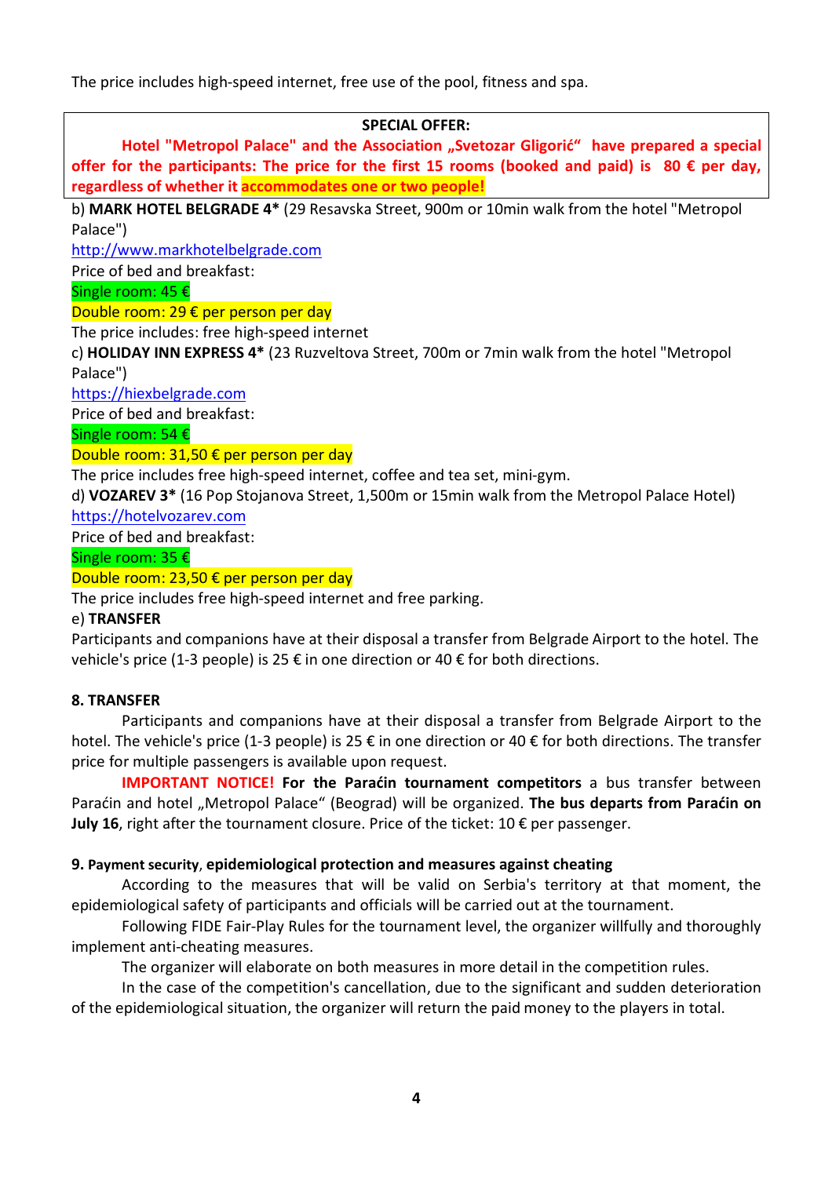The price includes high-speed internet, free use of the pool, fitness and spa.

**SPECIAL OFFER:**

**Hotel "Metropol Palace" and the Association „Svetozar Gligorić" have prepared a special offer for the participants: The price for the first 15 rooms (booked and paid) is 80 € per day, regardless of whether it accommodates one or two people!**

b) **MARK HOTEL BELGRADE 4*** (29 Resavska Street, 900m or 10min walk from the hotel "Metropol Palace")

http://www.markhotelbelgrade.com

Price of bed and breakfast:

Single room: 45 €

Double room: 29 € per person per day

The price includes: free high-speed internet

c) **HOLIDAY INN EXPRESS 4*** (23 Ruzveltova Street, 700m or 7min walk from the hotel "Metropol Palace")

https://hiexbelgrade.com

Price of bed and breakfast:

Single room: 54 €

Double room: 31,50 € per person per day

The price includes free high-speed internet, coffee and tea set, mini-gym.

d) **VOZAREV 3*** (16 Pop Stojanova Street, 1,500m or 15min walk from the Metropol Palace Hotel)

https://hotelvozarev.com

Price of bed and breakfast:

Single room: 35 €

Double room: 23,50 € per person per day

The price includes free high-speed internet and free parking.

e) **TRANSFER**

Participants and companions have at their disposal a transfer from Belgrade Airport to the hotel. The vehicle's price (1-3 people) is 25 € in one direction or 40 € for both directions.

## 8. TRANSFER

Participants and companions have at their disposal a transfer from Belgrade Airport to the hotel. The vehicle's price (1-3 people) is 25 € in one direction or 40 € for both directions. The transfer price for multiple passengers is available upon request.

**IMPORTANT NOTICE! For the Paraćin tournament competitors** a bus transfer between Paraćin and hotel „Metropol Palace" (Beograd) will be organized. **The bus departs from Paraćin on July 16**, right after the tournament closure. Price of the ticket: 10 € per passenger.

## 9. Payment security, epidemiological protection and measures against cheating

According to the measures that will be valid on Serbia's territory at that moment, the epidemiological safety of participants and officials will be carried out at the tournament.

Following FIDE Fair-Play Rules for the tournament level, the organizer willfully and thoroughly implement anti-cheating measures.

The organizer will elaborate on both measures in more detail in the competition rules.

In the case of the competition's cancellation, due to the significant and sudden deterioration of the epidemiological situation, the organizer will return the paid money to the players in total.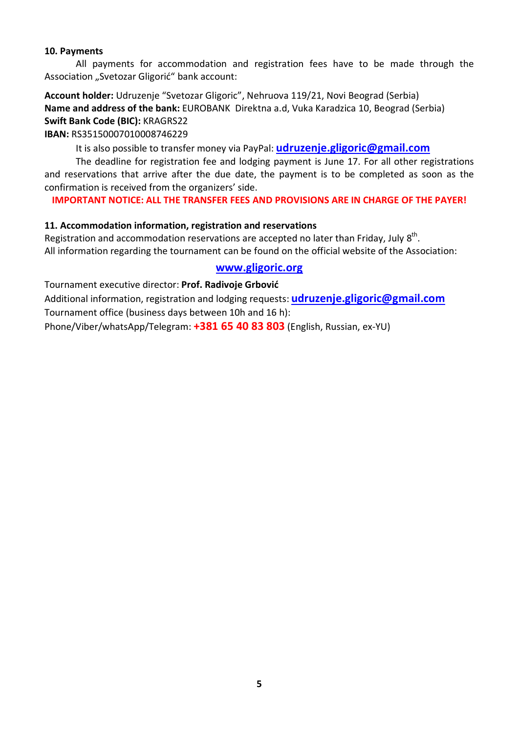**10. Payments**

All payments for accommodation and registration fees have to be made through the Association „Svetozar Gligorić" bank account:

**Account holder:** Udruzenje "Svetozar Gligoric", Nehruova 119/21, Novi Beograd (Serbia)
**Name and address of the bank:** EUROBANK Direktna a.d, Vuka Karadzica 10, Beograd (Serbia)
**Swift Bank Code (BIC):** KRAGRS22
**IBAN:** RS35150007010008746229

It is also possible to transfer money via PayPal: **udruzenje.gligoric@gmail.com**

The deadline for registration fee and lodging payment is June 17. For all other registrations and reservations that arrive after the due date, the payment is to be completed as soon as the confirmation is received from the organizers' side.

**IMPORTANT NOTICE: ALL THE TRANSFER FEES AND PROVISIONS ARE IN CHARGE OF THE PAYER!**

**11. Accommodation information, registration and reservations**

Registration and accommodation reservations are accepted no later than Friday, July 8th.
All information regarding the tournament can be found on the official website of the Association:

**www.gligoric.org**

Tournament executive director: **Prof. Radivoje Grbović**
Additional information, registration and lodging requests: **udruzenje.gligoric@gmail.com**
Tournament office (business days between 10h and 16 h):
Phone/Viber/whatsApp/Telegram: **+381 65 40 83 803** (English, Russian, ex-YU)